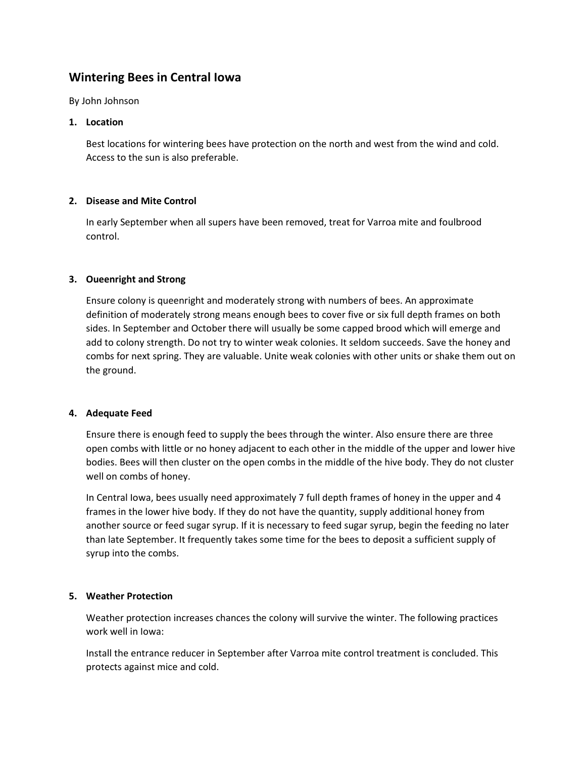# Wintering Bees in Central Iowa

By John Johnson

1. **Location**

   Best locations for wintering bees have protection on the north and west from the wind and cold. Access to the sun is also preferable.

2. **Disease and Mite Control**

   In early September when all supers have been removed, treat for Varroa mite and foulbrood control.

3. **Oueenright and Strong**

   Ensure colony is queenright and moderately strong with numbers of bees. An approximate definition of moderately strong means enough bees to cover five or six full depth frames on both sides. In September and October there will usually be some capped brood which will emerge and add to colony strength. Do not try to winter weak colonies. It seldom succeeds. Save the honey and combs for next spring. They are valuable. Unite weak colonies with other units or shake them out on the ground.

4. **Adequate Feed**

   Ensure there is enough feed to supply the bees through the winter. Also ensure there are three open combs with little or no honey adjacent to each other in the middle of the upper and lower hive bodies. Bees will then cluster on the open combs in the middle of the hive body. They do not cluster well on combs of honey.

   In Central Iowa, bees usually need approximately 7 full depth frames of honey in the upper and 4 frames in the lower hive body. If they do not have the quantity, supply additional honey from another source or feed sugar syrup. If it is necessary to feed sugar syrup, begin the feeding no later than late September. It frequently takes some time for the bees to deposit a sufficient supply of syrup into the combs.

5. **Weather Protection**

   Weather protection increases chances the colony will survive the winter. The following practices work well in Iowa:

   Install the entrance reducer in September after Varroa mite control treatment is concluded. This protects against mice and cold.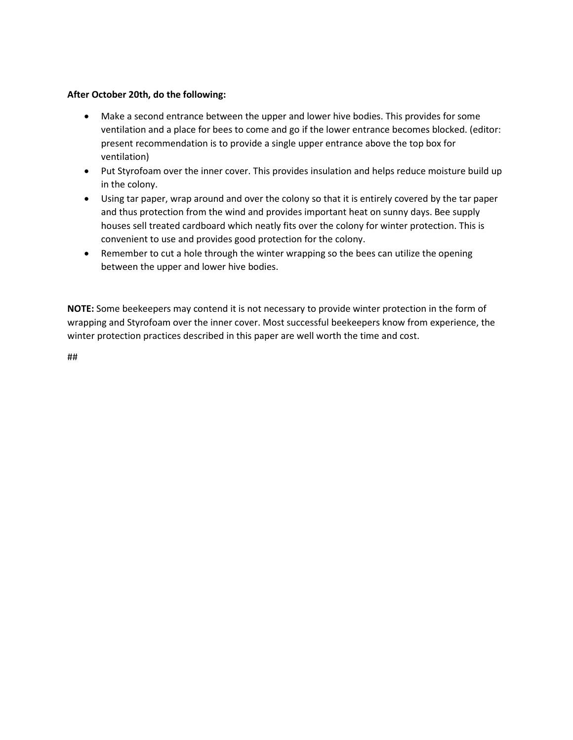**After October 20th, do the following:**

- Make a second entrance between the upper and lower hive bodies. This provides for some ventilation and a place for bees to come and go if the lower entrance becomes blocked. (editor: present recommendation is to provide a single upper entrance above the top box for ventilation)
- Put Styrofoam over the inner cover. This provides insulation and helps reduce moisture build up in the colony.
- Using tar paper, wrap around and over the colony so that it is entirely covered by the tar paper and thus protection from the wind and provides important heat on sunny days. Bee supply houses sell treated cardboard which neatly fits over the colony for winter protection. This is convenient to use and provides good protection for the colony.
- Remember to cut a hole through the winter wrapping so the bees can utilize the opening between the upper and lower hive bodies.

**NOTE:** Some beekeepers may contend it is not necessary to provide winter protection in the form of wrapping and Styrofoam over the inner cover. Most successful beekeepers know from experience, the winter protection practices described in this paper are well worth the time and cost.

##